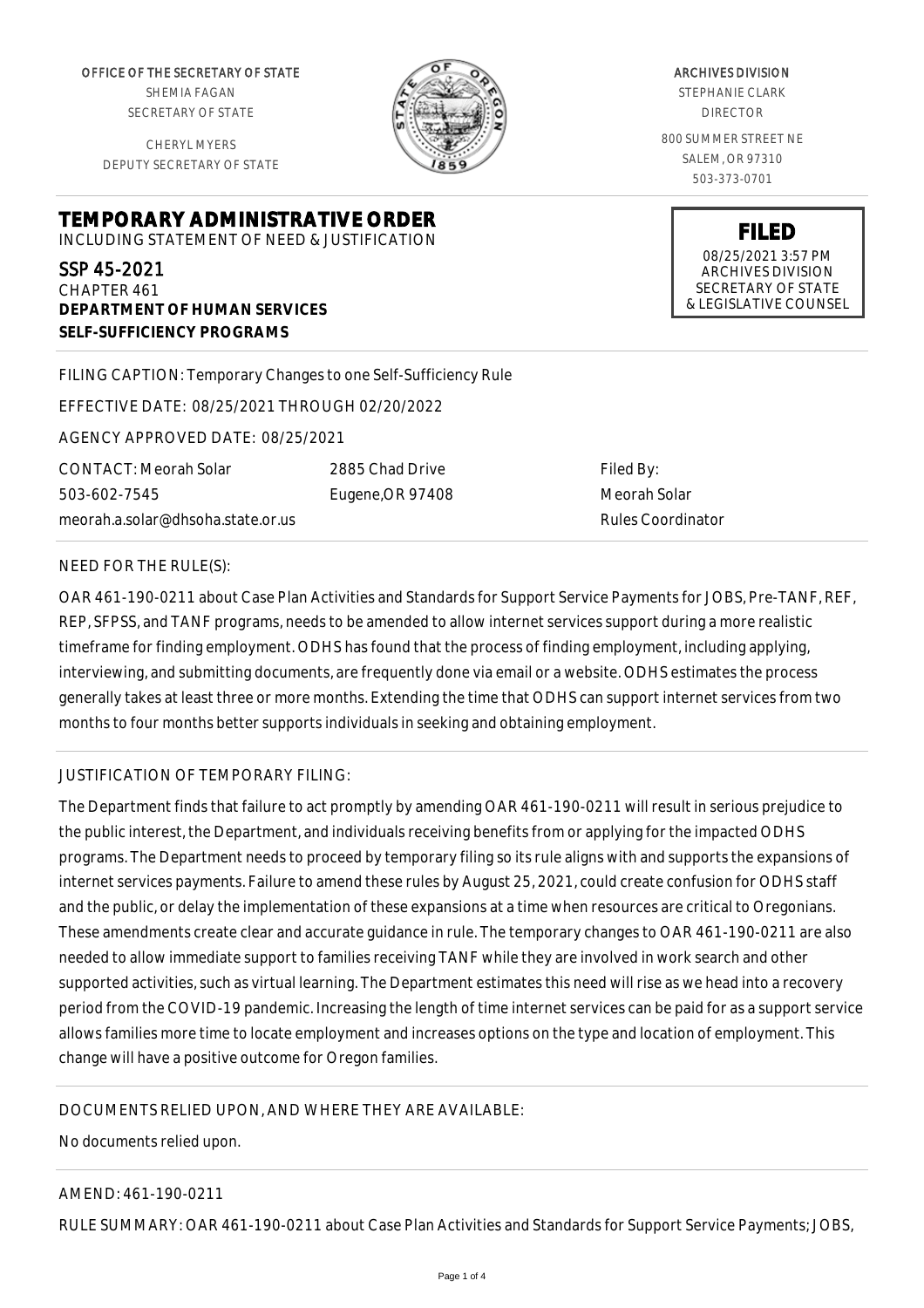OFFICE OF THE SECRETARY OF STATE
SHEMIA FAGAN
SECRETARY OF STATE

CHERYL MYERS
DEPUTY SECRETARY OF STATE

ARCHIVES DIVISION
STEPHANIE CLARK
DIRECTOR

800 SUMMER STREET NE
SALEM, OR 97310
503-373-0701

**FILED**
08/25/2021 3:57 PM
ARCHIVES DIVISION
SECRETARY OF STATE
& LEGISLATIVE COUNSEL

# TEMPORARY ADMINISTRATIVE ORDER

INCLUDING STATEMENT OF NEED & JUSTIFICATION

SSP 45-2021
CHAPTER 461
**DEPARTMENT OF HUMAN SERVICES**
**SELF-SUFFICIENCY PROGRAMS**

FILING CAPTION: Temporary Changes to one Self-Sufficiency Rule

EFFECTIVE DATE: 08/25/2021 THROUGH 02/20/2022

AGENCY APPROVED DATE: 08/25/2021

CONTACT: Meorah Solar
503-602-7545
meorah.a.solar@dhsoha.state.or.us

2885 Chad Drive
Eugene,OR 97408

Filed By:
Meorah Solar
Rules Coordinator

NEED FOR THE RULE(S):

OAR 461-190-0211 about Case Plan Activities and Standards for Support Service Payments for JOBS, Pre-TANF, REF, REP, SFPSS, and TANF programs, needs to be amended to allow internet services support during a more realistic timeframe for finding employment. ODHS has found that the process of finding employment, including applying, interviewing, and submitting documents, are frequently done via email or a website. ODHS estimates the process generally takes at least three or more months. Extending the time that ODHS can support internet services from two months to four months better supports individuals in seeking and obtaining employment.

JUSTIFICATION OF TEMPORARY FILING:

The Department finds that failure to act promptly by amending OAR 461-190-0211 will result in serious prejudice to the public interest, the Department, and individuals receiving benefits from or applying for the impacted ODHS programs. The Department needs to proceed by temporary filing so its rule aligns with and supports the expansions of internet services payments. Failure to amend these rules by August 25, 2021, could create confusion for ODHS staff and the public, or delay the implementation of these expansions at a time when resources are critical to Oregonians. These amendments create clear and accurate guidance in rule. The temporary changes to OAR 461-190-0211 are also needed to allow immediate support to families receiving TANF while they are involved in work search and other supported activities, such as virtual learning. The Department estimates this need will rise as we head into a recovery period from the COVID-19 pandemic. Increasing the length of time internet services can be paid for as a support service allows families more time to locate employment and increases options on the type and location of employment. This change will have a positive outcome for Oregon families.

DOCUMENTS RELIED UPON, AND WHERE THEY ARE AVAILABLE:

No documents relied upon.

AMEND: 461-190-0211

RULE SUMMARY: OAR 461-190-0211 about Case Plan Activities and Standards for Support Service Payments; JOBS,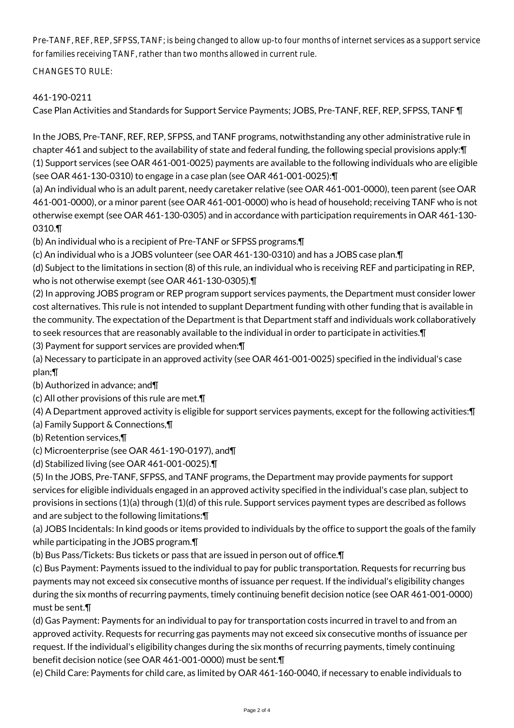Pre-TANF, REF, REP, SFPSS, TANF; is being changed to allow up-to four months of internet services as a support service for families receiving TANF, rather than two months allowed in current rule.

CHANGES TO RULE:

461-190-0211

Case Plan Activities and Standards for Support Service Payments; JOBS, Pre-TANF, REF, REP, SFPSS, TANF ¶

In the JOBS, Pre-TANF, REF, REP, SFPSS, and TANF programs, notwithstanding any other administrative rule in chapter 461 and subject to the availability of state and federal funding, the following special provisions apply:¶

(1) Support services (see OAR 461-001-0025) payments are available to the following individuals who are eligible (see OAR 461-130-0310) to engage in a case plan (see OAR 461-001-0025):¶

(a) An individual who is an adult parent, needy caretaker relative (see OAR 461-001-0000), teen parent (see OAR 461-001-0000), or a minor parent (see OAR 461-001-0000) who is head of household; receiving TANF who is not otherwise exempt (see OAR 461-130-0305) and in accordance with participation requirements in OAR 461-130-0310.¶

(b) An individual who is a recipient of Pre-TANF or SFPSS programs.¶

(c) An individual who is a JOBS volunteer (see OAR 461-130-0310) and has a JOBS case plan.¶

(d) Subject to the limitations in section (8) of this rule, an individual who is receiving REF and participating in REP, who is not otherwise exempt (see OAR 461-130-0305).¶

(2) In approving JOBS program or REP program support services payments, the Department must consider lower cost alternatives. This rule is not intended to supplant Department funding with other funding that is available in the community. The expectation of the Department is that Department staff and individuals work collaboratively to seek resources that are reasonably available to the individual in order to participate in activities.¶

(3) Payment for support services are provided when:¶

(a) Necessary to participate in an approved activity (see OAR 461-001-0025) specified in the individual's case plan;¶

(b) Authorized in advance; and¶

(c) All other provisions of this rule are met.¶

(4) A Department approved activity is eligible for support services payments, except for the following activities:¶

(a) Family Support & Connections,¶

(b) Retention services,¶

(c) Microenterprise (see OAR 461-190-0197), and¶

(d) Stabilized living (see OAR 461-001-0025).¶

(5) In the JOBS, Pre-TANF, SFPSS, and TANF programs, the Department may provide payments for support services for eligible individuals engaged in an approved activity specified in the individual's case plan, subject to provisions in sections (1)(a) through (1)(d) of this rule. Support services payment types are described as follows and are subject to the following limitations:¶

(a) JOBS Incidentals: In kind goods or items provided to individuals by the office to support the goals of the family while participating in the JOBS program.¶

(b) Bus Pass/Tickets: Bus tickets or pass that are issued in person out of office.¶

(c) Bus Payment: Payments issued to the individual to pay for public transportation. Requests for recurring bus payments may not exceed six consecutive months of issuance per request. If the individual's eligibility changes during the six months of recurring payments, timely continuing benefit decision notice (see OAR 461-001-0000) must be sent.¶

(d) Gas Payment: Payments for an individual to pay for transportation costs incurred in travel to and from an approved activity. Requests for recurring gas payments may not exceed six consecutive months of issuance per request. If the individual's eligibility changes during the six months of recurring payments, timely continuing benefit decision notice (see OAR 461-001-0000) must be sent.¶

(e) Child Care: Payments for child care, as limited by OAR 461-160-0040, if necessary to enable individuals to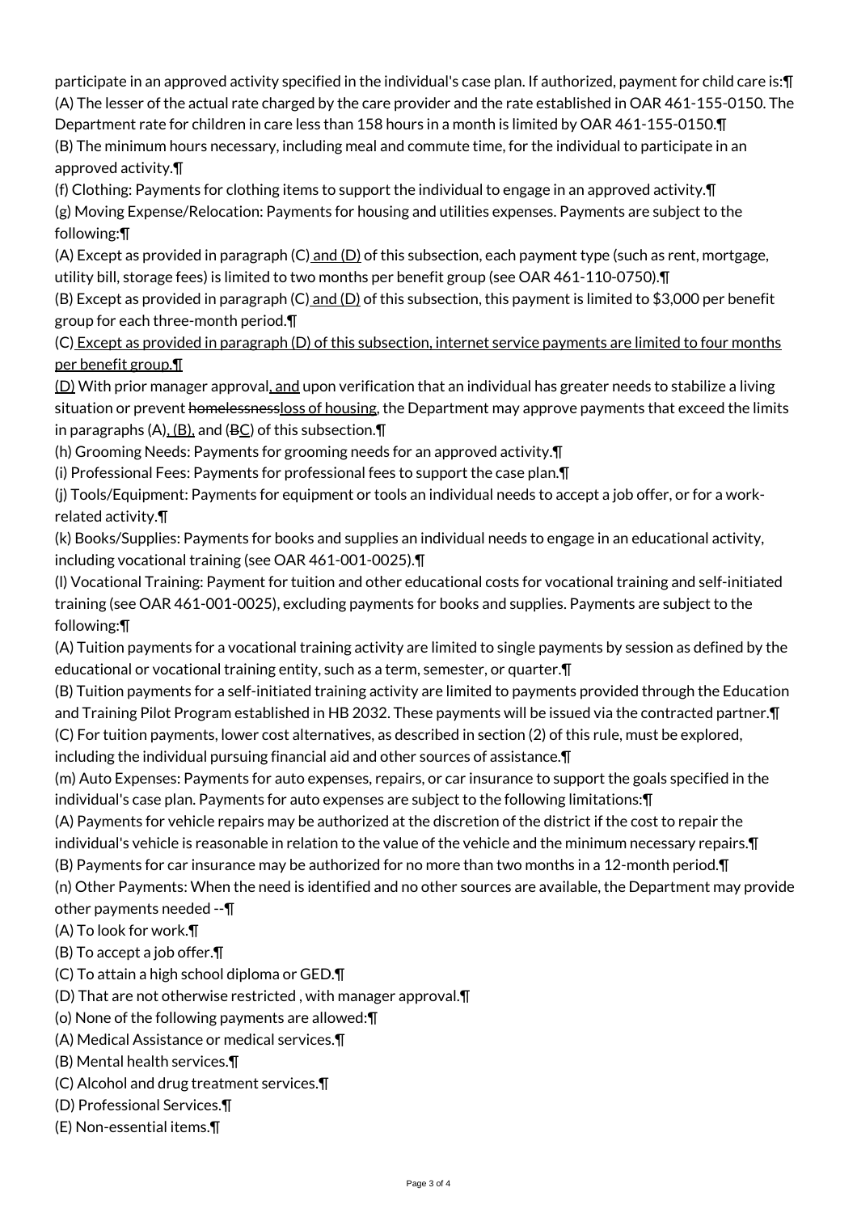participate in an approved activity specified in the individual's case plan. If authorized, payment for child care is:¶
(A) The lesser of the actual rate charged by the care provider and the rate established in OAR 461-155-0150. The Department rate for children in care less than 158 hours in a month is limited by OAR 461-155-0150.¶
(B) The minimum hours necessary, including meal and commute time, for the individual to participate in an approved activity.¶
(f) Clothing: Payments for clothing items to support the individual to engage in an approved activity.¶
(g) Moving Expense/Relocation: Payments for housing and utilities expenses. Payments are subject to the following:¶
(A) Except as provided in paragraph (C) and (D) of this subsection, each payment type (such as rent, mortgage, utility bill, storage fees) is limited to two months per benefit group (see OAR 461-110-0750).¶
(B) Except as provided in paragraph (C) and (D) of this subsection, this payment is limited to $3,000 per benefit group for each three-month period.¶
(C) Except as provided in paragraph (D) of this subsection, internet service payments are limited to four months per benefit group.¶
(D) With prior manager approval, and upon verification that an individual has greater needs to stabilize a living situation or prevent ~~homelessness~~loss of housing, the Department may approve payments that exceed the limits in paragraphs (A), (B), and (~~B~~C) of this subsection.¶
(h) Grooming Needs: Payments for grooming needs for an approved activity.¶
(i) Professional Fees: Payments for professional fees to support the case plan.¶
(j) Tools/Equipment: Payments for equipment or tools an individual needs to accept a job offer, or for a work-related activity.¶
(k) Books/Supplies: Payments for books and supplies an individual needs to engage in an educational activity, including vocational training (see OAR 461-001-0025).¶
(l) Vocational Training: Payment for tuition and other educational costs for vocational training and self-initiated training (see OAR 461-001-0025), excluding payments for books and supplies. Payments are subject to the following:¶
(A) Tuition payments for a vocational training activity are limited to single payments by session as defined by the educational or vocational training entity, such as a term, semester, or quarter.¶
(B) Tuition payments for a self-initiated training activity are limited to payments provided through the Education and Training Pilot Program established in HB 2032. These payments will be issued via the contracted partner.¶
(C) For tuition payments, lower cost alternatives, as described in section (2) of this rule, must be explored, including the individual pursuing financial aid and other sources of assistance.¶
(m) Auto Expenses: Payments for auto expenses, repairs, or car insurance to support the goals specified in the individual's case plan. Payments for auto expenses are subject to the following limitations:¶
(A) Payments for vehicle repairs may be authorized at the discretion of the district if the cost to repair the individual's vehicle is reasonable in relation to the value of the vehicle and the minimum necessary repairs.¶
(B) Payments for car insurance may be authorized for no more than two months in a 12-month period.¶
(n) Other Payments: When the need is identified and no other sources are available, the Department may provide other payments needed --¶
(A) To look for work.¶
(B) To accept a job offer.¶
(C) To attain a high school diploma or GED.¶
(D) That are not otherwise restricted , with manager approval.¶
(o) None of the following payments are allowed:¶
(A) Medical Assistance or medical services.¶
(B) Mental health services.¶
(C) Alcohol and drug treatment services.¶
(D) Professional Services.¶
(E) Non-essential items.¶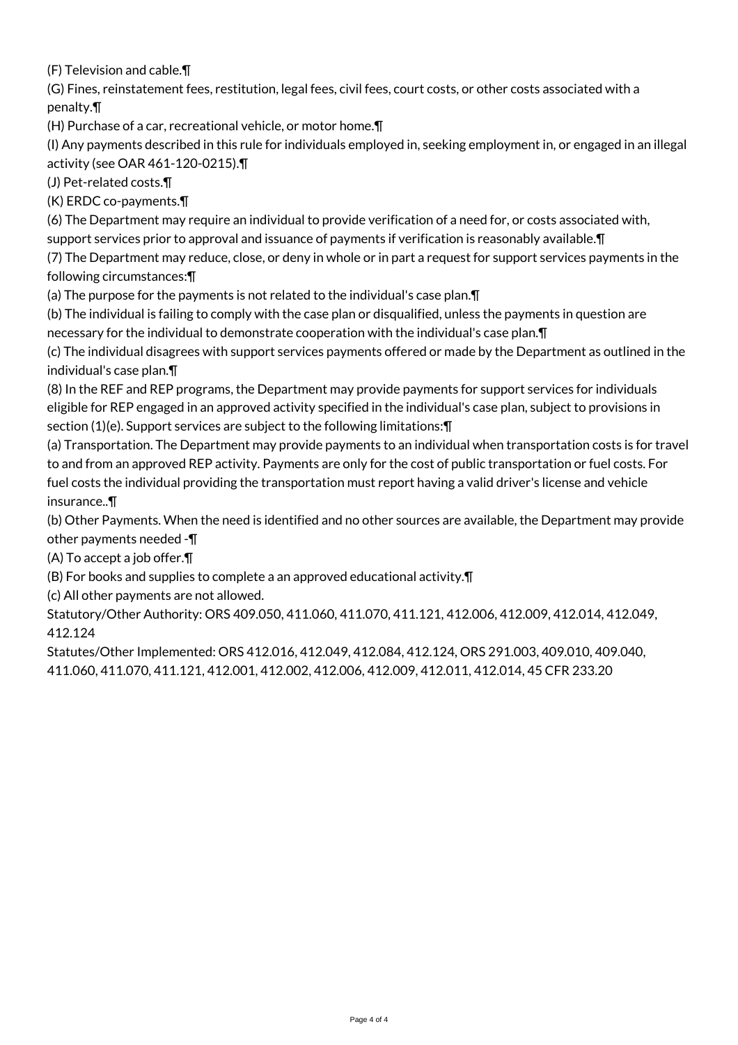(F) Television and cable.¶

(G) Fines, reinstatement fees, restitution, legal fees, civil fees, court costs, or other costs associated with a penalty.¶

(H) Purchase of a car, recreational vehicle, or motor home.¶

(I) Any payments described in this rule for individuals employed in, seeking employment in, or engaged in an illegal activity (see OAR 461-120-0215).¶

(J) Pet-related costs.¶

(K) ERDC co-payments.¶

(6) The Department may require an individual to provide verification of a need for, or costs associated with, support services prior to approval and issuance of payments if verification is reasonably available.¶

(7) The Department may reduce, close, or deny in whole or in part a request for support services payments in the following circumstances:¶

(a) The purpose for the payments is not related to the individual's case plan.¶

(b) The individual is failing to comply with the case plan or disqualified, unless the payments in question are necessary for the individual to demonstrate cooperation with the individual's case plan.¶

(c) The individual disagrees with support services payments offered or made by the Department as outlined in the individual's case plan.¶

(8) In the REF and REP programs, the Department may provide payments for support services for individuals eligible for REP engaged in an approved activity specified in the individual's case plan, subject to provisions in section (1)(e). Support services are subject to the following limitations:¶

(a) Transportation. The Department may provide payments to an individual when transportation costs is for travel to and from an approved REP activity. Payments are only for the cost of public transportation or fuel costs. For fuel costs the individual providing the transportation must report having a valid driver's license and vehicle insurance..¶

(b) Other Payments. When the need is identified and no other sources are available, the Department may provide other payments needed -¶

(A) To accept a job offer.¶

(B) For books and supplies to complete a an approved educational activity.¶

(c) All other payments are not allowed.

Statutory/Other Authority: ORS 409.050, 411.060, 411.070, 411.121, 412.006, 412.009, 412.014, 412.049, 412.124

Statutes/Other Implemented: ORS 412.016, 412.049, 412.084, 412.124, ORS 291.003, 409.010, 409.040, 411.060, 411.070, 411.121, 412.001, 412.002, 412.006, 412.009, 412.011, 412.014, 45 CFR 233.20